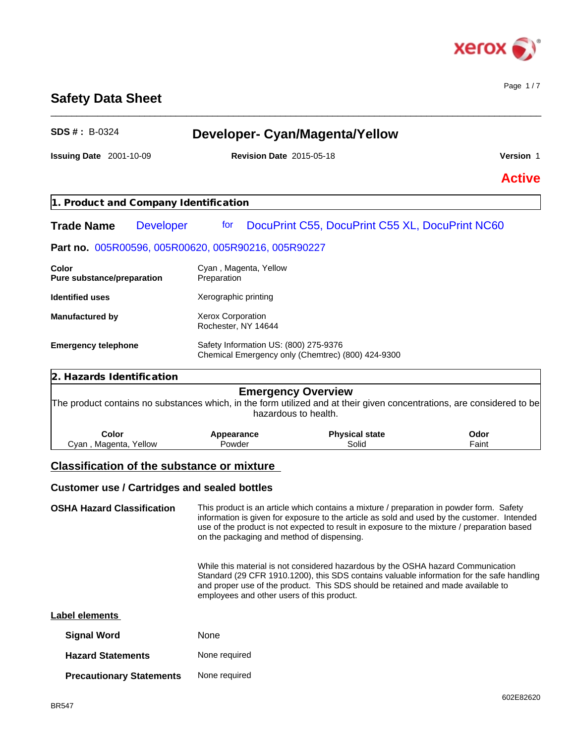# Safety Data Sheet

**SDS # :** B-0324

## Developer- Cyan/Magenta/Yellow

**Issuing Date** 2001-10-09 **Revision Date** 2015-05-18 **Version** 1

**Active**

## 1. Product and Company Identification

**Trade Name** Developer for DocuPrint C55, DocuPrint C55 XL, DocuPrint NC60

**Part no.** 005R00596, 005R00620, 005R90216, 005R90227

| | |
|---|---|
| **Color** | Cyan , Magenta, Yellow |
| **Pure substance/preparation** | Preparation |
| **Identified uses** | Xerographic printing |
| **Manufactured by** | Xerox Corporation<br>Rochester, NY 14644 |
| **Emergency telephone** | Safety Information US: (800) 275-9376<br>Chemical Emergency only (Chemtrec) (800) 424-9300 |

## 2. Hazards Identification

### Emergency Overview

The product contains no substances which, in the form utilized and at their given concentrations, are considered to be hazardous to health.

| Color | Appearance | Physical state | Odor |
|---|---|---|---|
| Cyan , Magenta, Yellow | Powder | Solid | Faint |

### Classification of the substance or mixture

### Customer use / Cartridges and sealed bottles

**OSHA Hazard Classification**

This product is an article which contains a mixture / preparation in powder form. Safety information is given for exposure to the article as sold and used by the customer. Intended use of the product is not expected to result in exposure to the mixture / preparation based on the packaging and method of dispensing.

While this material is not considered hazardous by the OSHA hazard Communication Standard (29 CFR 1910.1200), this SDS contains valuable information for the safe handling and proper use of the product. This SDS should be retained and made available to employees and other users of this product.

### Label elements

| | |
|---|---|
| **Signal Word** | None |
| **Hazard Statements** | None required |
| **Precautionary Statements** | None required |

BR547

602E82620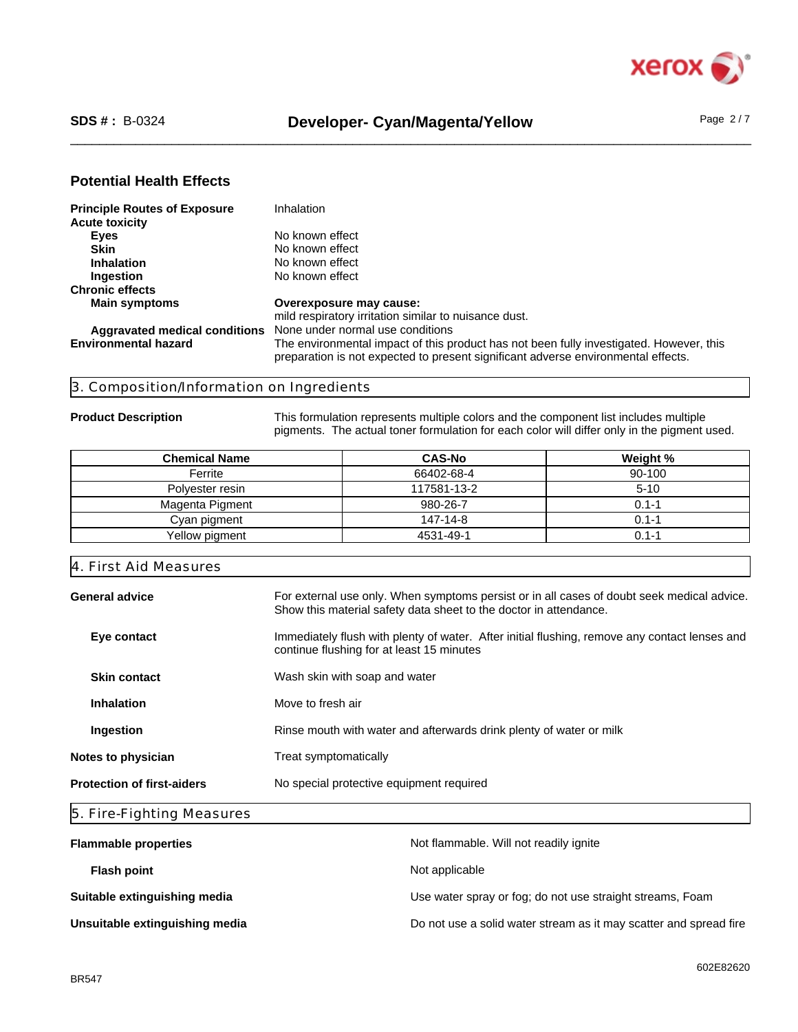### Potential Health Effects

**Principle Routes of Exposure** Inhalation

**Acute toxicity**

- **Eyes** No known effect
- **Skin** No known effect
- **Inhalation** No known effect
- **Ingestion** No known effect

**Chronic effects**

- **Main symptoms** **Overexposure may cause:** mild respiratory irritation similar to nuisance dust.
- **Aggravated medical conditions** None under normal use conditions

**Environmental hazard** The environmental impact of this product has not been fully investigated. However, this preparation is not expected to present significant adverse environmental effects.

## 3. Composition/Information on Ingredients

**Product Description** This formulation represents multiple colors and the component list includes multiple pigments. The actual toner formulation for each color will differ only in the pigment used.

| Chemical Name | CAS-No | Weight % |
|---|---|---|
| Ferrite | 66402-68-4 | 90-100 |
| Polyester resin | 117581-13-2 | 5-10 |
| Magenta Pigment | 980-26-7 | 0.1-1 |
| Cyan pigment | 147-14-8 | 0.1-1 |
| Yellow pigment | 4531-49-1 | 0.1-1 |

## 4. First Aid Measures

**General advice** For external use only. When symptoms persist or in all cases of doubt seek medical advice. Show this material safety data sheet to the doctor in attendance.

**Eye contact** Immediately flush with plenty of water. After initial flushing, remove any contact lenses and continue flushing for at least 15 minutes

**Skin contact** Wash skin with soap and water

**Inhalation** Move to fresh air

**Ingestion** Rinse mouth with water and afterwards drink plenty of water or milk

**Notes to physician** Treat symptomatically

**Protection of first-aiders** No special protective equipment required

## 5. Fire-Fighting Measures

**Flammable properties** Not flammable. Will not readily ignite

**Flash point** Not applicable

**Suitable extinguishing media** Use water spray or fog; do not use straight streams, Foam

**Unsuitable extinguishing media** Do not use a solid water stream as it may scatter and spread fire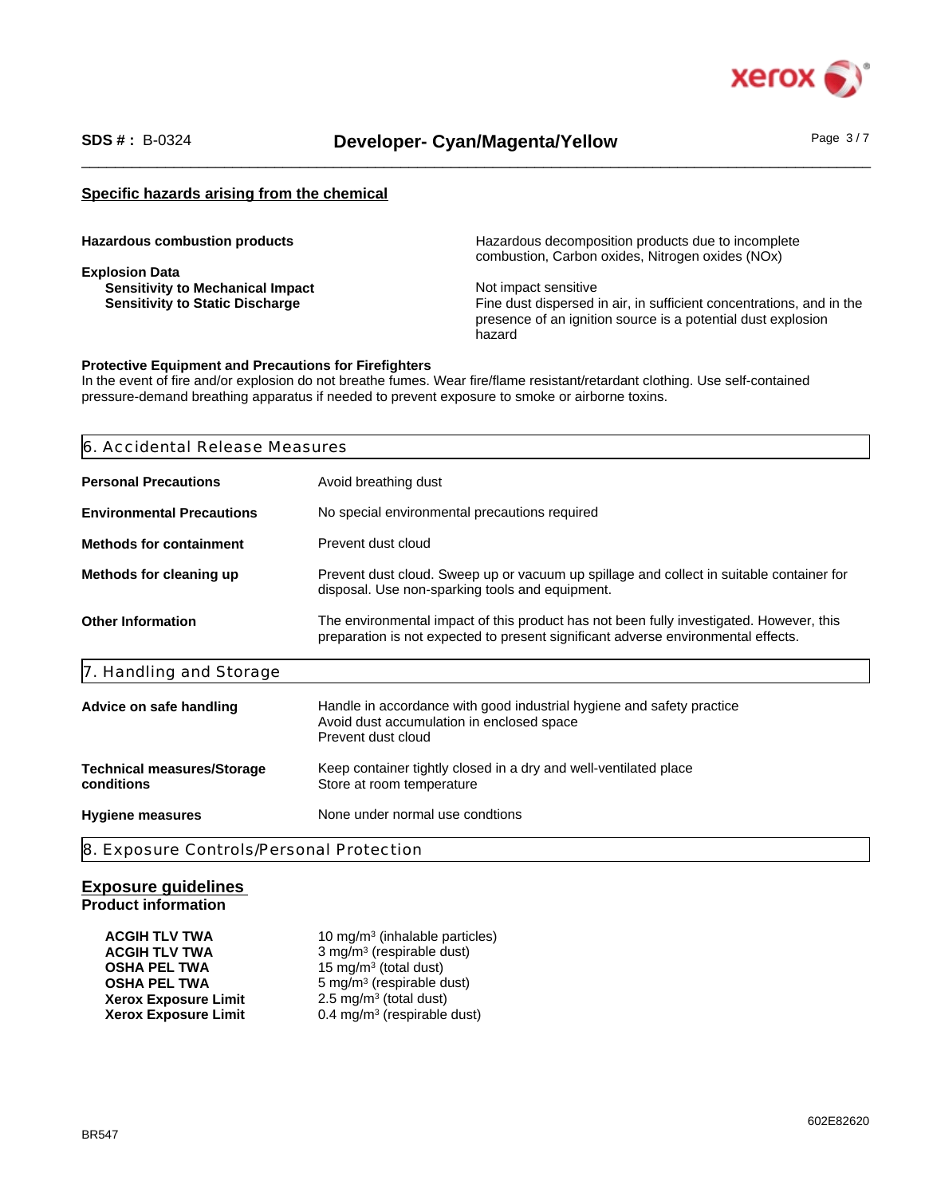### Specific hazards arising from the chemical

| | |
|---|---|
| **Hazardous combustion products** | Hazardous decomposition products due to incomplete combustion, Carbon oxides, Nitrogen oxides (NOx) |
| **Explosion Data** | |
| **Sensitivity to Mechanical Impact** | Not impact sensitive |
| **Sensitivity to Static Discharge** | Fine dust dispersed in air, in sufficient concentrations, and in the presence of an ignition source is a potential dust explosion hazard |

**Protective Equipment and Precautions for Firefighters**
In the event of fire and/or explosion do not breathe fumes. Wear fire/flame resistant/retardant clothing. Use self-contained pressure-demand breathing apparatus if needed to prevent exposure to smoke or airborne toxins.

## 6. Accidental Release Measures

| | |
|---|---|
| **Personal Precautions** | Avoid breathing dust |
| **Environmental Precautions** | No special environmental precautions required |
| **Methods for containment** | Prevent dust cloud |
| **Methods for cleaning up** | Prevent dust cloud. Sweep up or vacuum up spillage and collect in suitable container for disposal. Use non-sparking tools and equipment. |
| **Other Information** | The environmental impact of this product has not been fully investigated. However, this preparation is not expected to present significant adverse environmental effects. |

## 7. Handling and Storage

| | |
|---|---|
| **Advice on safe handling** | Handle in accordance with good industrial hygiene and safety practice<br>Avoid dust accumulation in enclosed space<br>Prevent dust cloud |
| **Technical measures/Storage conditions** | Keep container tightly closed in a dry and well-ventilated place<br>Store at room temperature |
| **Hygiene measures** | None under normal use condtions |

## 8. Exposure Controls/Personal Protection

### Exposure guidelines

**Product information**

| | |
|---|---|
| **ACGIH TLV TWA** | 10 mg/m³ (inhalable particles) |
| **ACGIH TLV TWA** | 3 mg/m³ (respirable dust) |
| **OSHA PEL TWA** | 15 mg/m³ (total dust) |
| **OSHA PEL TWA** | 5 mg/m³ (respirable dust) |
| **Xerox Exposure Limit** | 2.5 mg/m³ (total dust) |
| **Xerox Exposure Limit** | 0.4 mg/m³ (respirable dust) |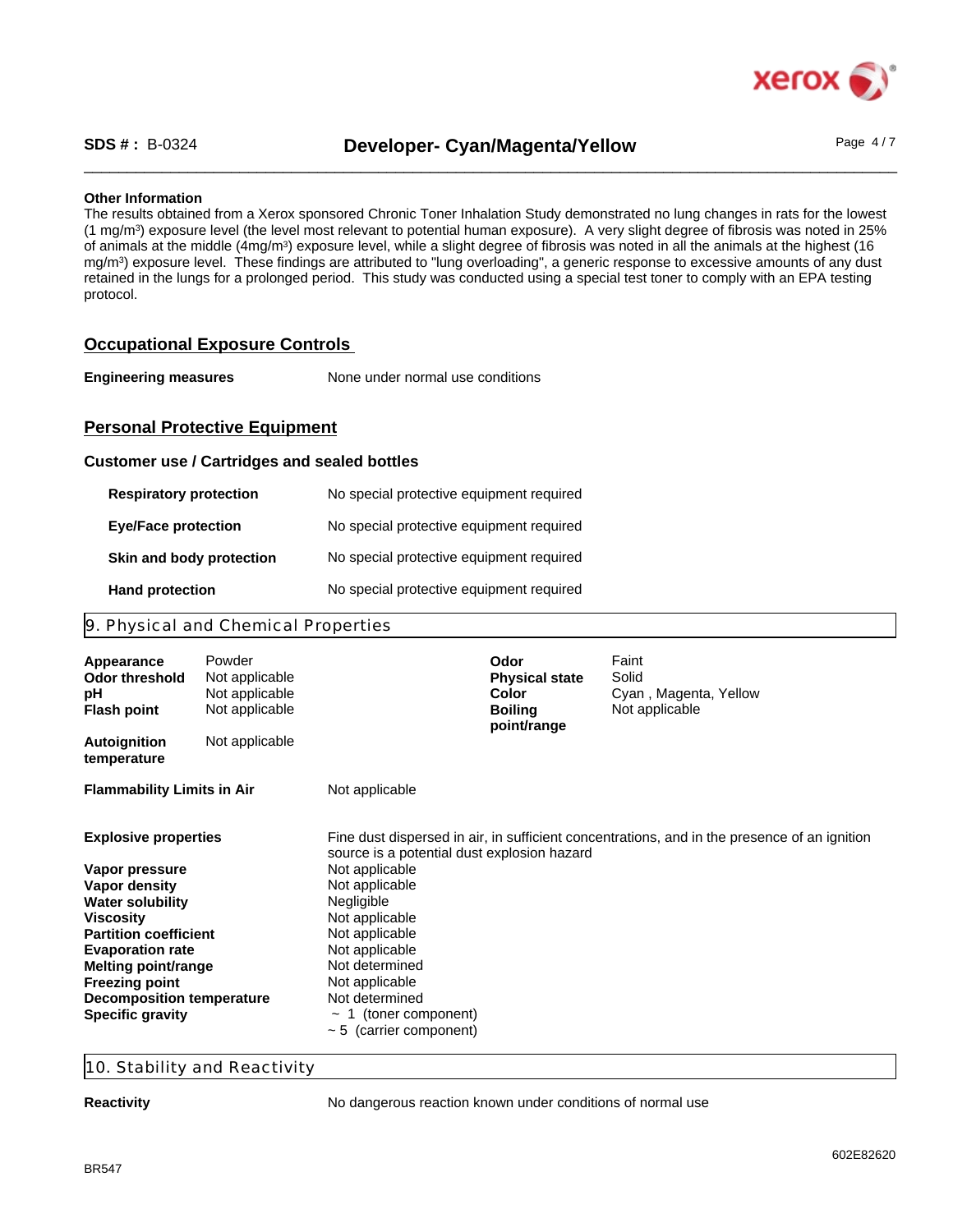**Other Information**

The results obtained from a Xerox sponsored Chronic Toner Inhalation Study demonstrated no lung changes in rats for the lowest (1 mg/m$^3$) exposure level (the level most relevant to potential human exposure). A very slight degree of fibrosis was noted in 25% of animals at the middle (4mg/m$^3$) exposure level, while a slight degree of fibrosis was noted in all the animals at the highest (16 mg/m$^3$) exposure level. These findings are attributed to "lung overloading", a generic response to excessive amounts of any dust retained in the lungs for a prolonged period. This study was conducted using a special test toner to comply with an EPA testing protocol.

## Occupational Exposure Controls

**Engineering measures** None under normal use conditions

## Personal Protective Equipment

### Customer use / Cartridges and sealed bottles

| | |
|---|---|
| **Respiratory protection** | No special protective equipment required |
| **Eye/Face protection** | No special protective equipment required |
| **Skin and body protection** | No special protective equipment required |
| **Hand protection** | No special protective equipment required |

## 9. Physical and Chemical Properties

| | | | |
|---|---|---|---|
| **Appearance** | Powder | **Odor** | Faint |
| **Odor threshold** | Not applicable | **Physical state** | Solid |
| **pH** | Not applicable | **Color** | Cyan , Magenta, Yellow |
| **Flash point** | Not applicable | **Boiling point/range** | Not applicable |
| **Autoignition temperature** | Not applicable | | |

| | |
|---|---|
| **Flammability Limits in Air** | Not applicable |
| **Explosive properties** | Fine dust dispersed in air, in sufficient concentrations, and in the presence of an ignition source is a potential dust explosion hazard |
| **Vapor pressure** | Not applicable |
| **Vapor density** | Not applicable |
| **Water solubility** | Negligible |
| **Viscosity** | Not applicable |
| **Partition coefficient** | Not applicable |
| **Evaporation rate** | Not applicable |
| **Melting point/range** | Not determined |
| **Freezing point** | Not applicable |
| **Decomposition temperature** | Not determined |
| **Specific gravity** | ~ 1 (toner component)<br>~ 5 (carrier component) |

## 10. Stability and Reactivity

**Reactivity** No dangerous reaction known under conditions of normal use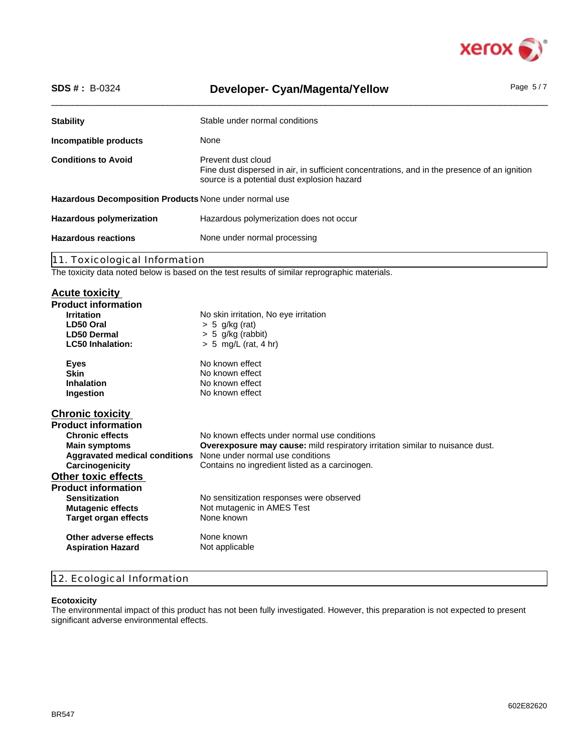| | |
|---|---|
| **Stability** | Stable under normal conditions |
| **Incompatible products** | None |
| **Conditions to Avoid** | Prevent dust cloud<br>Fine dust dispersed in air, in sufficient concentrations, and in the presence of an ignition source is a potential dust explosion hazard |
| **Hazardous Decomposition Products** | None under normal use |
| **Hazardous polymerization** | Hazardous polymerization does not occur |
| **Hazardous reactions** | None under normal processing |

## 11. Toxicological Information

The toxicity data noted below is based on the test results of similar reprographic materials.

### Acute toxicity

**Product information**

| | |
|---|---|
| **Irritation** | No skin irritation, No eye irritation |
| **LD50 Oral** | > 5 g/kg (rat) |
| **LD50 Dermal** | > 5 g/kg (rabbit) |
| **LC50 Inhalation:** | > 5 mg/L (rat, 4 hr) |
| **Eyes** | No known effect |
| **Skin** | No known effect |
| **Inhalation** | No known effect |
| **Ingestion** | No known effect |

### Chronic toxicity

**Product information**

| | |
|---|---|
| **Chronic effects** | No known effects under normal use conditions |
| **Main symptoms** | **Overexposure may cause:** mild respiratory irritation similar to nuisance dust. |
| **Aggravated medical conditions** | None under normal use conditions |
| **Carcinogenicity** | Contains no ingredient listed as a carcinogen. |

### Other toxic effects

**Product information**

| | |
|---|---|
| **Sensitization** | No sensitization responses were observed |
| **Mutagenic effects** | Not mutagenic in AMES Test |
| **Target organ effects** | None known |
| **Other adverse effects** | None known |
| **Aspiration Hazard** | Not applicable |

## 12. Ecological Information

**Ecotoxicity**

The environmental impact of this product has not been fully investigated. However, this preparation is not expected to present significant adverse environmental effects.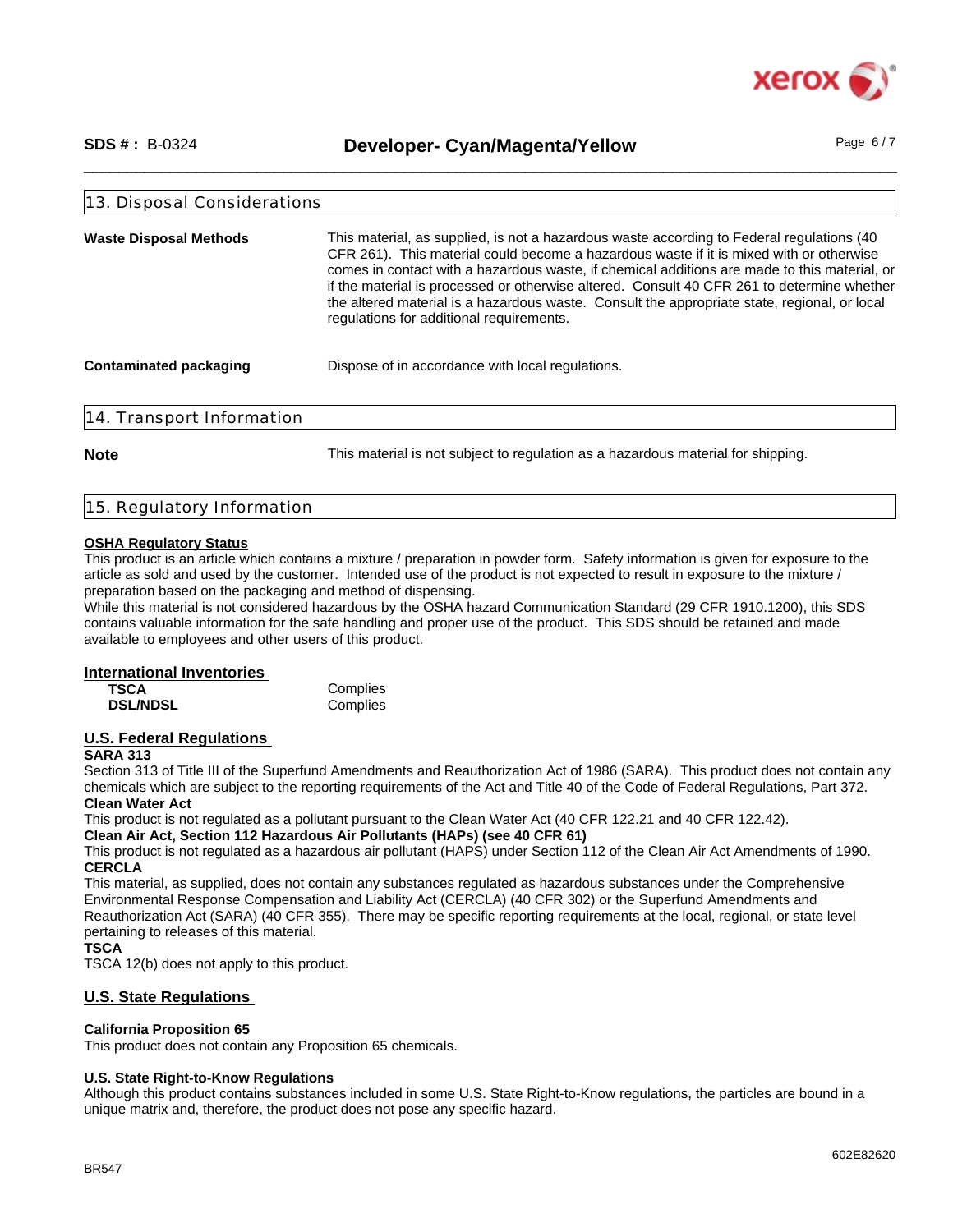## 13. Disposal Considerations

**Waste Disposal Methods**

This material, as supplied, is not a hazardous waste according to Federal regulations (40 CFR 261). This material could become a hazardous waste if it is mixed with or otherwise comes in contact with a hazardous waste, if chemical additions are made to this material, or if the material is processed or otherwise altered. Consult 40 CFR 261 to determine whether the altered material is a hazardous waste. Consult the appropriate state, regional, or local regulations for additional requirements.

**Contaminated packaging**

Dispose of in accordance with local regulations.

## 14. Transport Information

**Note**

This material is not subject to regulation as a hazardous material for shipping.

## 15. Regulatory Information

**OSHA Regulatory Status**

This product is an article which contains a mixture / preparation in powder form. Safety information is given for exposure to the article as sold and used by the customer. Intended use of the product is not expected to result in exposure to the mixture / preparation based on the packaging and method of dispensing.
While this material is not considered hazardous by the OSHA hazard Communication Standard (29 CFR 1910.1200), this SDS contains valuable information for the safe handling and proper use of the product. This SDS should be retained and made available to employees and other users of this product.

**International Inventories**

| | |
|---|---|
| **TSCA** | Complies |
| **DSL/NDSL** | Complies |

**U.S. Federal Regulations**

**SARA 313**

Section 313 of Title III of the Superfund Amendments and Reauthorization Act of 1986 (SARA). This product does not contain any chemicals which are subject to the reporting requirements of the Act and Title 40 of the Code of Federal Regulations, Part 372.

**Clean Water Act**

This product is not regulated as a pollutant pursuant to the Clean Water Act (40 CFR 122.21 and 40 CFR 122.42).

**Clean Air Act, Section 112 Hazardous Air Pollutants (HAPs) (see 40 CFR 61)**

This product is not regulated as a hazardous air pollutant (HAPS) under Section 112 of the Clean Air Act Amendments of 1990.

**CERCLA**

This material, as supplied, does not contain any substances regulated as hazardous substances under the Comprehensive Environmental Response Compensation and Liability Act (CERCLA) (40 CFR 302) or the Superfund Amendments and Reauthorization Act (SARA) (40 CFR 355). There may be specific reporting requirements at the local, regional, or state level pertaining to releases of this material.

**TSCA**

TSCA 12(b) does not apply to this product.

**U.S. State Regulations**

**California Proposition 65**

This product does not contain any Proposition 65 chemicals.

**U.S. State Right-to-Know Regulations**

Although this product contains substances included in some U.S. State Right-to-Know regulations, the particles are bound in a unique matrix and, therefore, the product does not pose any specific hazard.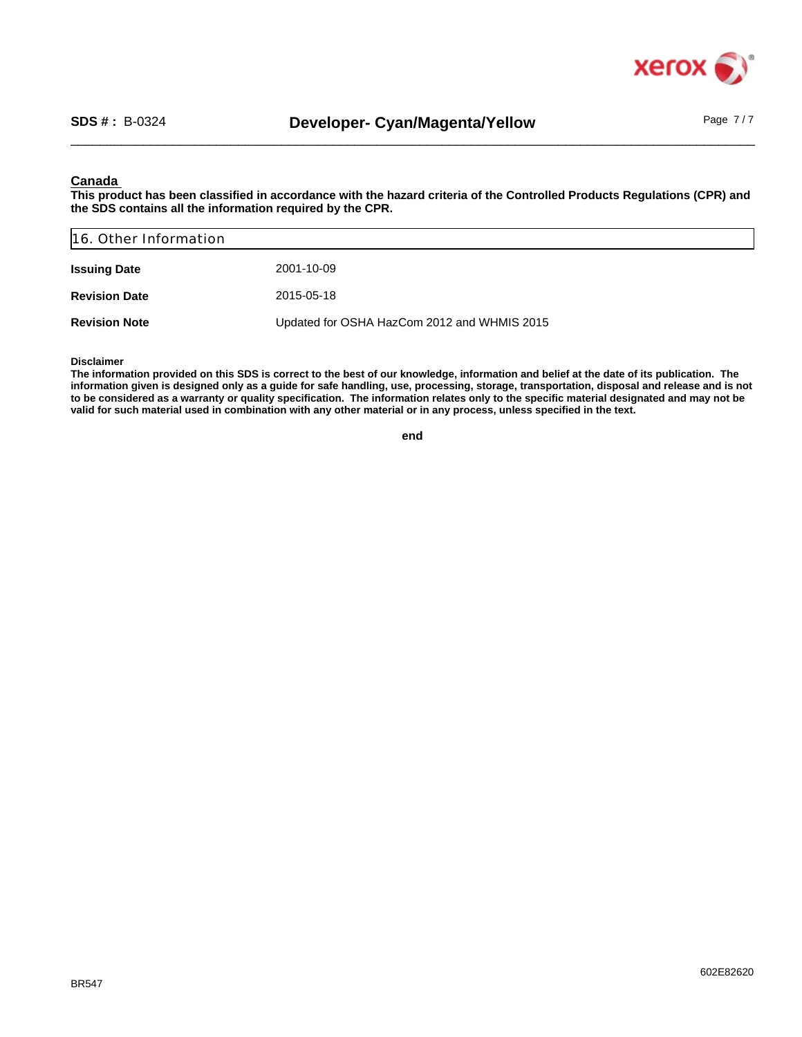**Canada**

**This product has been classified in accordance with the hazard criteria of the Controlled Products Regulations (CPR) and the SDS contains all the information required by the CPR.**

## 16. Other Information

| | |
|---|---|
| **Issuing Date** | 2001-10-09 |
| **Revision Date** | 2015-05-18 |
| **Revision Note** | Updated for OSHA HazCom 2012 and WHMIS 2015 |

**Disclaimer**

**The information provided on this SDS is correct to the best of our knowledge, information and belief at the date of its publication. The information given is designed only as a guide for safe handling, use, processing, storage, transportation, disposal and release and is not to be considered as a warranty or quality specification. The information relates only to the specific material designated and may not be valid for such material used in combination with any other material or in any process, unless specified in the text.**

**end**